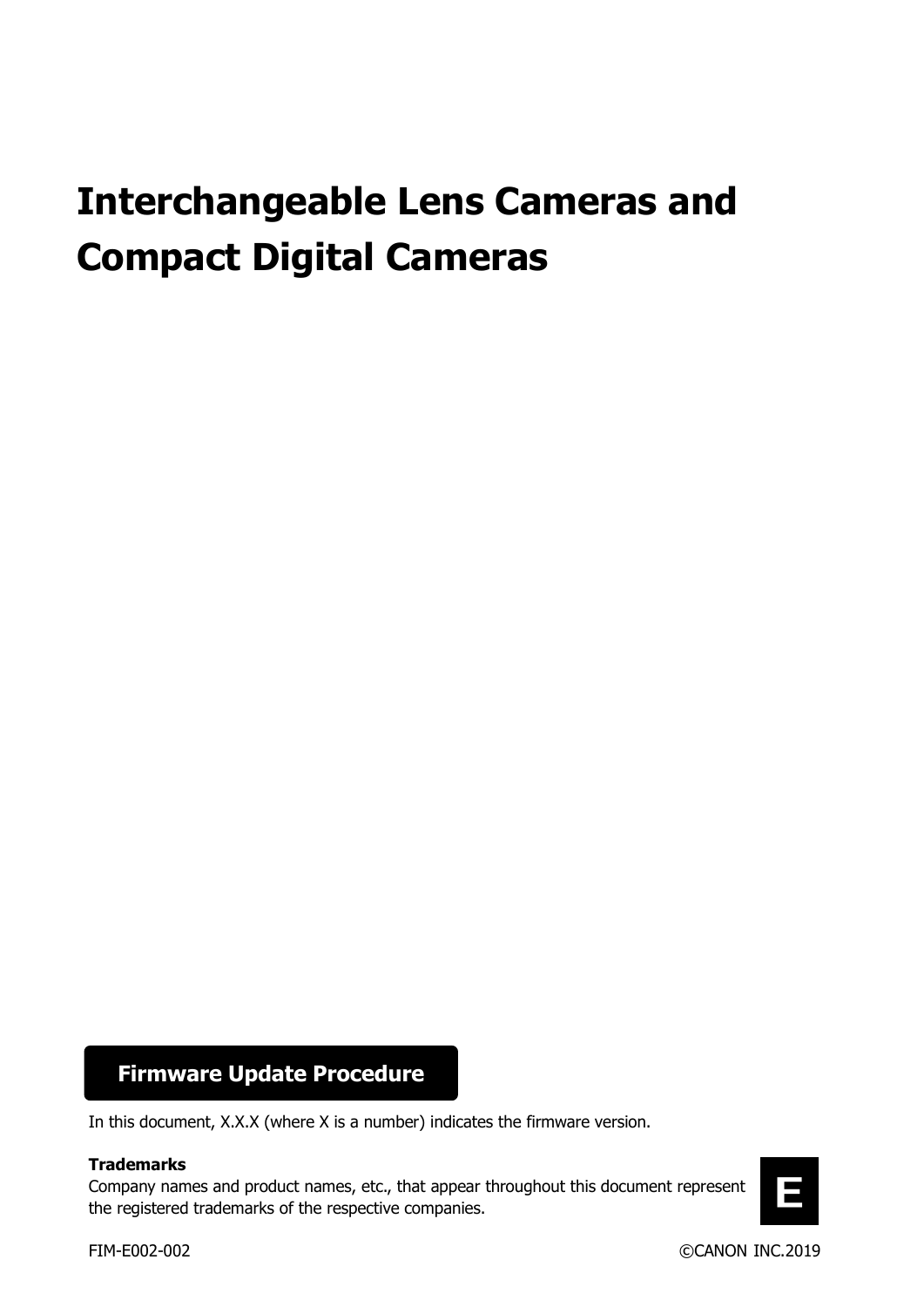# Interchangeable Lens Cameras and Compact Digital Cameras

## Firmware Update Procedure

In this document, X.X.X (where X is a number) indicates the firmware version.

**Trademarks**

Company names and product names, etc., that appear throughout this document represent the registered trademarks of the respective companies.

E

FIM-E002-002

©CANON INC.2019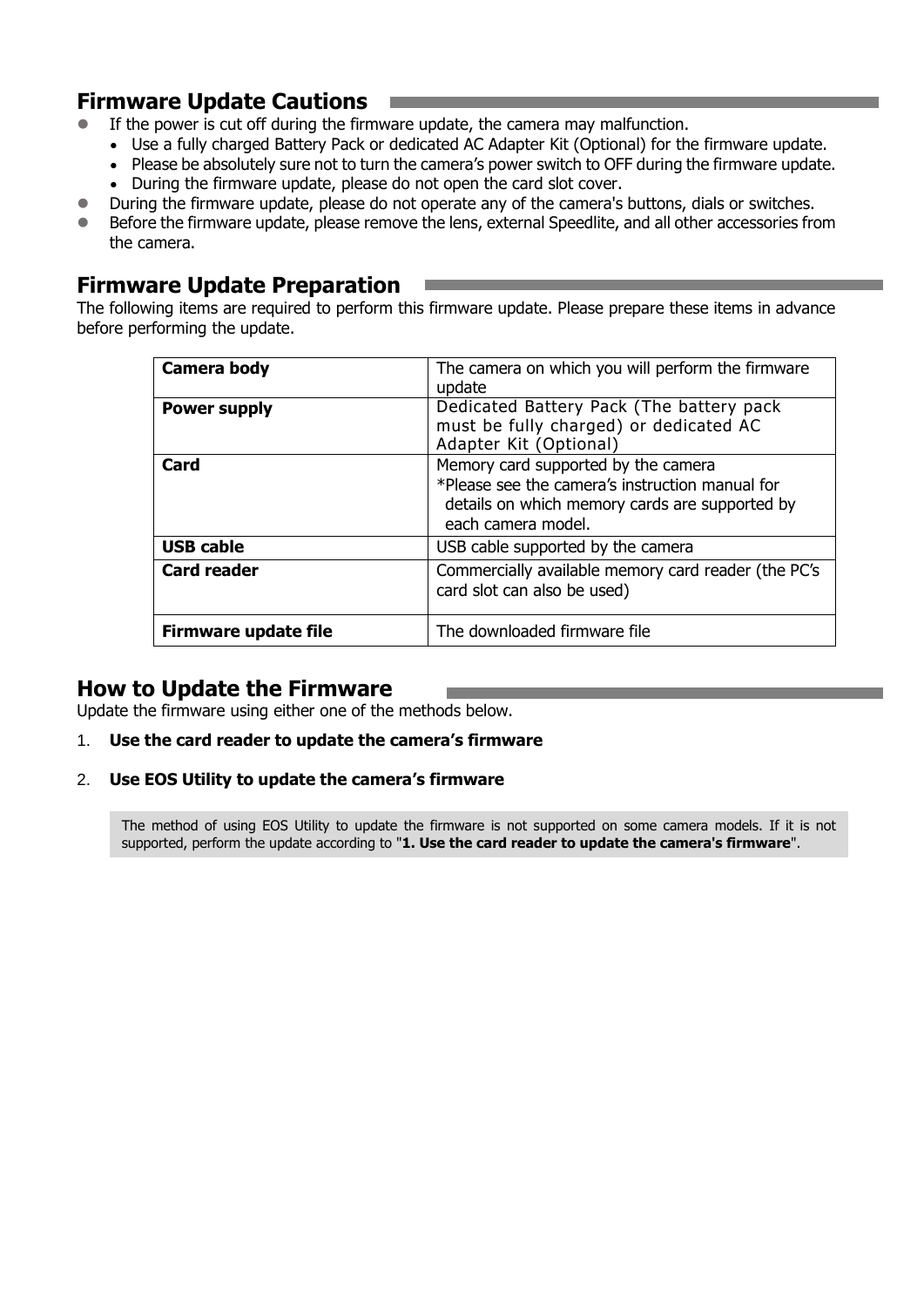## Firmware Update Cautions

- If the power is cut off during the firmware update, the camera may malfunction.
  - Use a fully charged Battery Pack or dedicated AC Adapter Kit (Optional) for the firmware update.
  - Please be absolutely sure not to turn the camera's power switch to OFF during the firmware update.
  - During the firmware update, please do not open the card slot cover.
- During the firmware update, please do not operate any of the camera's buttons, dials or switches.
- Before the firmware update, please remove the lens, external Speedlite, and all other accessories from the camera.

## Firmware Update Preparation

The following items are required to perform this firmware update. Please prepare these items in advance before performing the update.

| | |
|---|---|
| **Camera body** | The camera on which you will perform the firmware update |
| **Power supply** | Dedicated Battery Pack (The battery pack must be fully charged) or dedicated AC Adapter Kit (Optional) |
| **Card** | Memory card supported by the camera<br>*Please see the camera's instruction manual for details on which memory cards are supported by each camera model. |
| **USB cable** | USB cable supported by the camera |
| **Card reader** | Commercially available memory card reader (the PC's card slot can also be used) |
| **Firmware update file** | The downloaded firmware file |

## How to Update the Firmware

Update the firmware using either one of the methods below.

1. **Use the card reader to update the camera's firmware**
2. **Use EOS Utility to update the camera's firmware**

> The method of using EOS Utility to update the firmware is not supported on some camera models. If it is not supported, perform the update according to "**1. Use the card reader to update the camera's firmware**".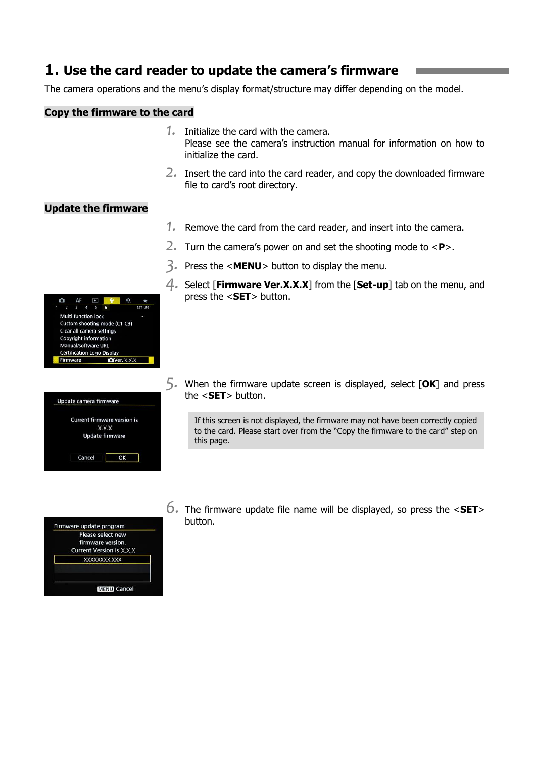# 1. Use the card reader to update the camera's firmware

The camera operations and the menu's display format/structure may differ depending on the model.

## Copy the firmware to the card

1. Initialize the card with the camera.
   Please see the camera's instruction manual for information on how to initialize the card.
2. Insert the card into the card reader, and copy the downloaded firmware file to card's root directory.

## Update the firmware

1. Remove the card from the card reader, and insert into the camera.
2. Turn the camera's power on and set the shooting mode to <**P**>.
3. Press the <**MENU**> button to display the menu.
4. Select [**Firmware Ver.X.X.X**] from the [**Set-up**] tab on the menu, and press the <**SET**> button.
5. When the firmware update screen is displayed, select [**OK**] and press the <**SET**> button.

   If this screen is not displayed, the firmware may not have been correctly copied to the card. Please start over from the "Copy the firmware to the card" step on this page.

6. The firmware update file name will be displayed, so press the <**SET**> button.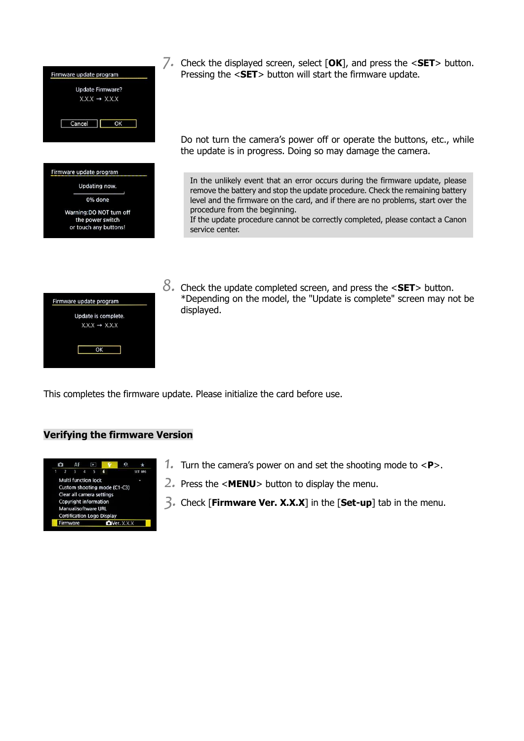7. Check the displayed screen, select [**OK**], and press the <**SET**> button. Pressing the <**SET**> button will start the firmware update.

Do not turn the camera's power off or operate the buttons, etc., while the update is in progress. Doing so may damage the camera.

> In the unlikely event that an error occurs during the firmware update, please remove the battery and stop the update procedure. Check the remaining battery level and the firmware on the card, and if there are no problems, start over the procedure from the beginning.
> If the update procedure cannot be correctly completed, please contact a Canon service center.

8. Check the update completed screen, and press the <**SET**> button.
   *Depending on the model, the "Update is complete" screen may not be displayed.

This completes the firmware update. Please initialize the card before use.

## Verifying the firmware Version

1. Turn the camera's power on and set the shooting mode to <**P**>.
2. Press the <**MENU**> button to display the menu.
3. Check [**Firmware Ver. X.X.X**] in the [**Set-up**] tab in the menu.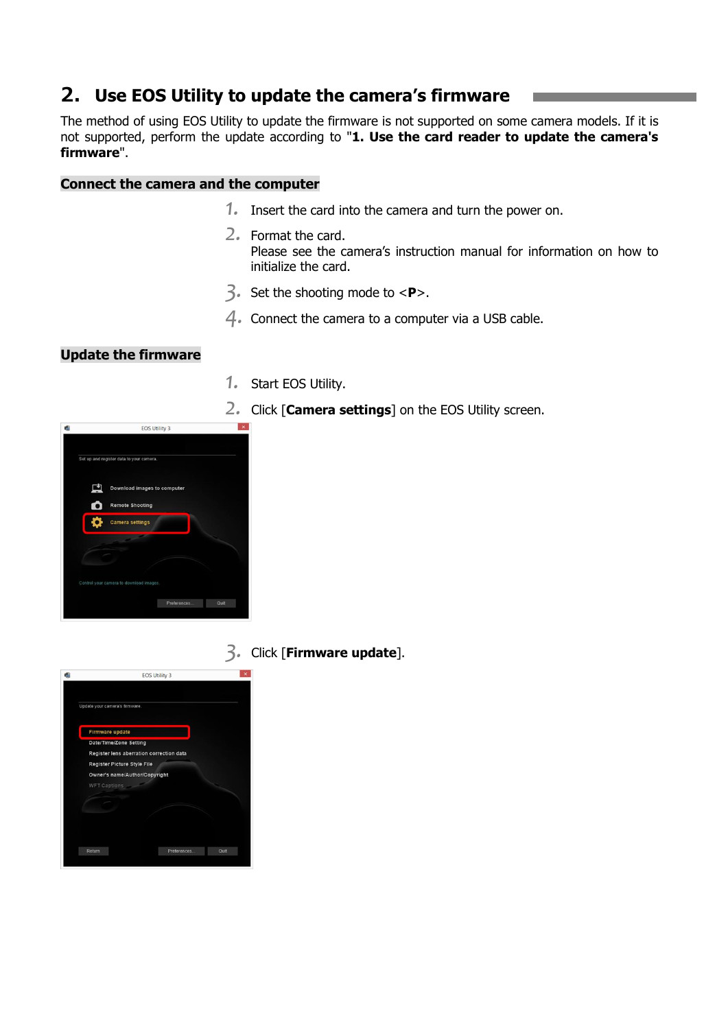## 2. Use EOS Utility to update the camera's firmware

The method of using EOS Utility to update the firmware is not supported on some camera models. If it is not supported, perform the update according to "**1. Use the card reader to update the camera's firmware**".

### Connect the camera and the computer

1. Insert the card into the camera and turn the power on.
2. Format the card.
   Please see the camera's instruction manual for information on how to initialize the card.
3. Set the shooting mode to <**P**>.
4. Connect the camera to a computer via a USB cable.

### Update the firmware

1. Start EOS Utility.
2. Click [**Camera settings**] on the EOS Utility screen.
3. Click [**Firmware update**].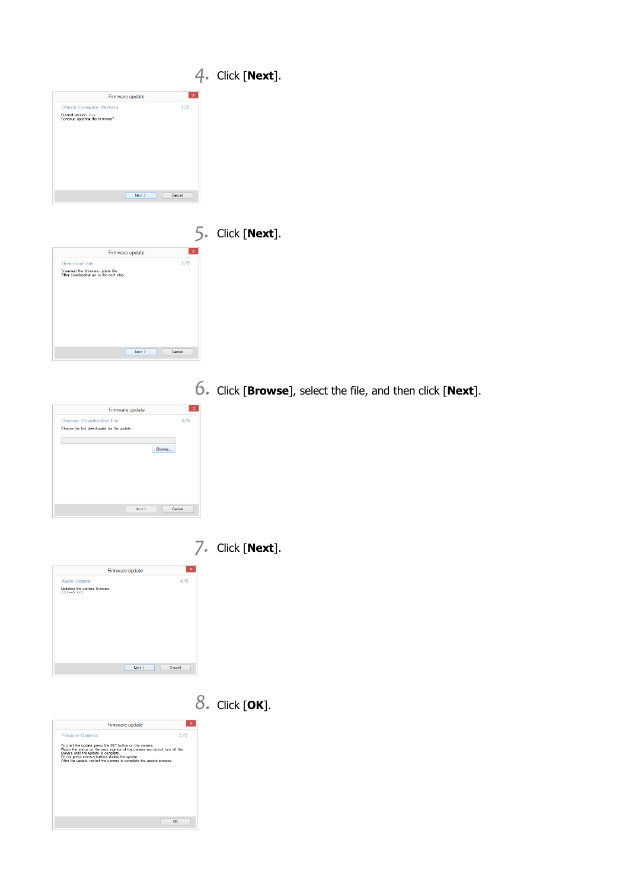4. Click [**Next**].

Firmware update

Check Firmware Version 1/5

Current version: x.x.x
Continue updating the firmware?

Next > Cancel

5. Click [**Next**].

Firmware update

Download File 2/5

Download the firmware update file.
After downloading, go to the next step.

Next > Cancel

6. Click [**Browse**], select the file, and then click [**Next**].

Firmware update

Choose Downloaded File 3/5

Choose the file downloaded for the update.

Browse...

Next > Cancel

7. Click [**Next**].

Firmware update

Apply Update 4/5

Updating the camera firmware.
x.x.x --> x.x.x

Next > Cancel

8. Click [**OK**].

Firmware update

Prepare Camera 5/5

To start the update, press the SET button on the camera.
Watch the status on the back monitor of the camera and do not turn off the camera until the update is complete.
Do not press camera buttons during the update.
After the update, restart the camera to complete the update process.

OK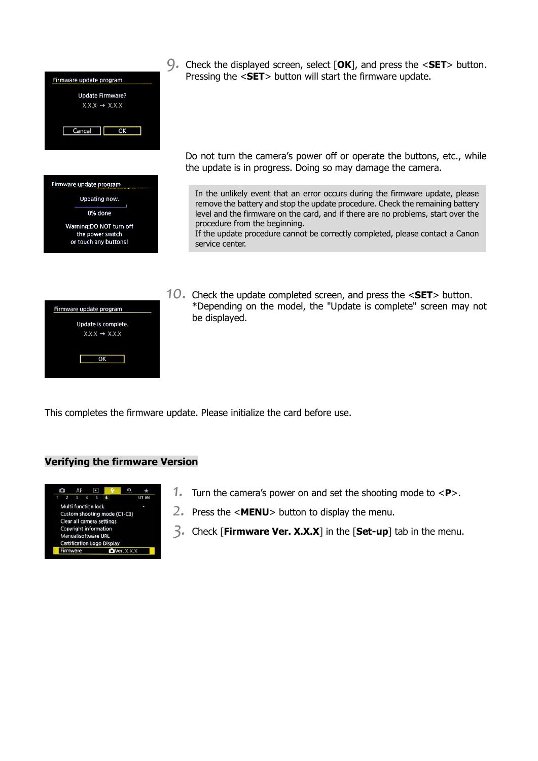9. Check the displayed screen, select [**OK**], and press the <**SET**> button. Pressing the <**SET**> button will start the firmware update.

Do not turn the camera's power off or operate the buttons, etc., while the update is in progress. Doing so may damage the camera.

> In the unlikely event that an error occurs during the firmware update, please remove the battery and stop the update procedure. Check the remaining battery level and the firmware on the card, and if there are no problems, start over the procedure from the beginning.
> If the update procedure cannot be correctly completed, please contact a Canon service center.

10. Check the update completed screen, and press the <**SET**> button. *Depending on the model, the "Update is complete" screen may not be displayed.

This completes the firmware update. Please initialize the card before use.

## Verifying the firmware Version

1. Turn the camera's power on and set the shooting mode to <**P**>.
2. Press the <**MENU**> button to display the menu.
3. Check [**Firmware Ver. X.X.X**] in the [**Set-up**] tab in the menu.